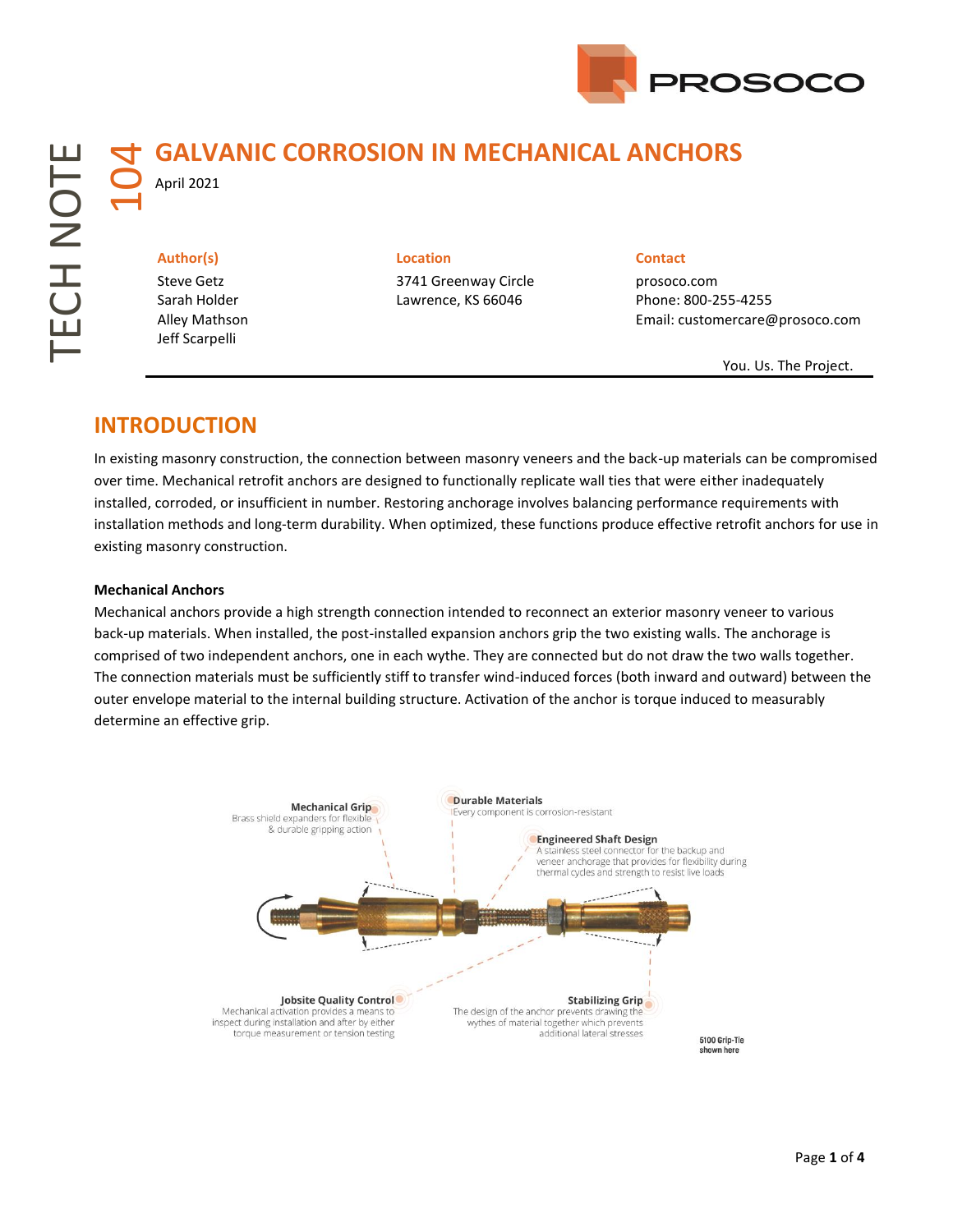# GALVANIC CORROSION IN MECHANICAL ANCHORS

TECH NOTE 104

April 2021

**Author(s)**
Steve Getz
Sarah Holder
Alley Mathson
Jeff Scarpelli

**Location**
3741 Greenway Circle
Lawrence, KS 66046

**Contact**
prosoco.com
Phone: 800-255-4255
Email: customercare@prosoco.com

You. Us. The Project.

## INTRODUCTION

In existing masonry construction, the connection between masonry veneers and the back-up materials can be compromised over time. Mechanical retrofit anchors are designed to functionally replicate wall ties that were either inadequately installed, corroded, or insufficient in number. Restoring anchorage involves balancing performance requirements with installation methods and long-term durability. When optimized, these functions produce effective retrofit anchors for use in existing masonry construction.

### Mechanical Anchors

Mechanical anchors provide a high strength connection intended to reconnect an exterior masonry veneer to various back-up materials. When installed, the post-installed expansion anchors grip the two existing walls. The anchorage is comprised of two independent anchors, one in each wythe. They are connected but do not draw the two walls together. The connection materials must be sufficiently stiff to transfer wind-induced forces (both inward and outward) between the outer envelope material to the internal building structure. Activation of the anchor is torque induced to measurably determine an effective grip.

**Mechanical Grip** – Brass shield expanders for flexible & durable gripping action

**Durable Materials** – Every component is corrosion-resistant

**Engineered Shaft Design** – A stainless steel connector for the backup and veneer anchorage that provides for flexibility during thermal cycles and strength to resist live loads

**Jobsite Quality Control** – Mechanical activation provides a means to inspect during installation and after by either torque measurement or tension testing

**Stabilizing Grip** – The design of the anchor prevents drawing the wythes of material together which prevents additional lateral stresses

5100 Grip-Tie shown here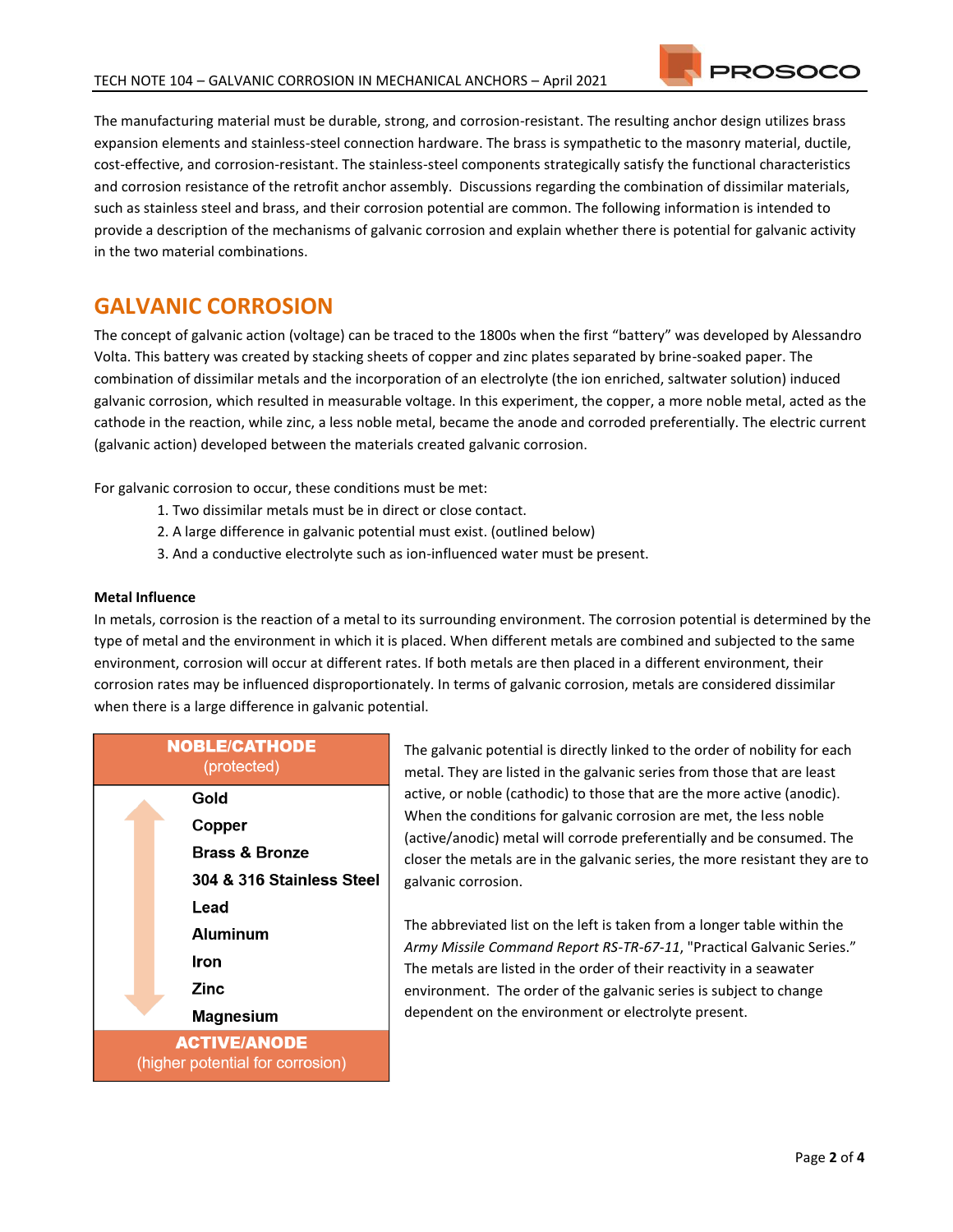The manufacturing material must be durable, strong, and corrosion-resistant. The resulting anchor design utilizes brass expansion elements and stainless-steel connection hardware. The brass is sympathetic to the masonry material, ductile, cost-effective, and corrosion-resistant. The stainless-steel components strategically satisfy the functional characteristics and corrosion resistance of the retrofit anchor assembly. Discussions regarding the combination of dissimilar materials, such as stainless steel and brass, and their corrosion potential are common. The following information is intended to provide a description of the mechanisms of galvanic corrosion and explain whether there is potential for galvanic activity in the two material combinations.

## GALVANIC CORROSION

The concept of galvanic action (voltage) can be traced to the 1800s when the first "battery" was developed by Alessandro Volta. This battery was created by stacking sheets of copper and zinc plates separated by brine-soaked paper. The combination of dissimilar metals and the incorporation of an electrolyte (the ion enriched, saltwater solution) induced galvanic corrosion, which resulted in measurable voltage. In this experiment, the copper, a more noble metal, acted as the cathode in the reaction, while zinc, a less noble metal, became the anode and corroded preferentially. The electric current (galvanic action) developed between the materials created galvanic corrosion.

For galvanic corrosion to occur, these conditions must be met:

1. Two dissimilar metals must be in direct or close contact.
2. A large difference in galvanic potential must exist. (outlined below)
3. And a conductive electrolyte such as ion-influenced water must be present.

**Metal Influence**

In metals, corrosion is the reaction of a metal to its surrounding environment. The corrosion potential is determined by the type of metal and the environment in which it is placed. When different metals are combined and subjected to the same environment, corrosion will occur at different rates. If both metals are then placed in a different environment, their corrosion rates may be influenced disproportionately. In terms of galvanic corrosion, metals are considered dissimilar when there is a large difference in galvanic potential.

| **NOBLE/CATHODE** (protected) |
|---|
| Gold |
| Copper |
| Brass & Bronze |
| 304 & 316 Stainless Steel |
| Lead |
| Aluminum |
| Iron |
| Zinc |
| Magnesium |
| **ACTIVE/ANODE** (higher potential for corrosion) |

The galvanic potential is directly linked to the order of nobility for each metal. They are listed in the galvanic series from those that are least active, or noble (cathodic) to those that are the more active (anodic). When the conditions for galvanic corrosion are met, the less noble (active/anodic) metal will corrode preferentially and be consumed. The closer the metals are in the galvanic series, the more resistant they are to galvanic corrosion.

The abbreviated list on the left is taken from a longer table within the *Army Missile Command Report RS-TR-67-11*, "Practical Galvanic Series." The metals are listed in the order of their reactivity in a seawater environment. The order of the galvanic series is subject to change dependent on the environment or electrolyte present.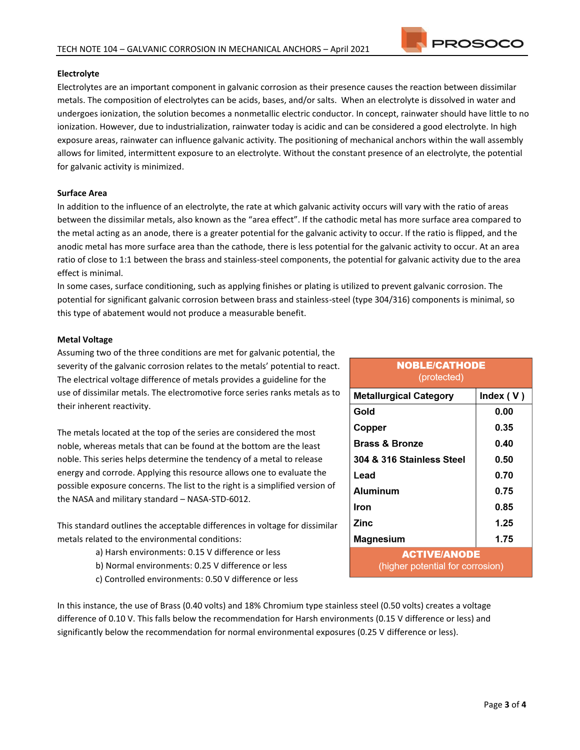### Electrolyte

Electrolytes are an important component in galvanic corrosion as their presence causes the reaction between dissimilar metals. The composition of electrolytes can be acids, bases, and/or salts. When an electrolyte is dissolved in water and undergoes ionization, the solution becomes a nonmetallic electric conductor. In concept, rainwater should have little to no ionization. However, due to industrialization, rainwater today is acidic and can be considered a good electrolyte. In high exposure areas, rainwater can influence galvanic activity. The positioning of mechanical anchors within the wall assembly allows for limited, intermittent exposure to an electrolyte. Without the constant presence of an electrolyte, the potential for galvanic activity is minimized.

### Surface Area

In addition to the influence of an electrolyte, the rate at which galvanic activity occurs will vary with the ratio of areas between the dissimilar metals, also known as the "area effect". If the cathodic metal has more surface area compared to the metal acting as an anode, there is a greater potential for the galvanic activity to occur. If the ratio is flipped, and the anodic metal has more surface area than the cathode, there is less potential for the galvanic activity to occur. At an area ratio of close to 1:1 between the brass and stainless-steel components, the potential for galvanic activity due to the area effect is minimal.

In some cases, surface conditioning, such as applying finishes or plating is utilized to prevent galvanic corrosion. The potential for significant galvanic corrosion between brass and stainless-steel (type 304/316) components is minimal, so this type of abatement would not produce a measurable benefit.

### Metal Voltage

Assuming two of the three conditions are met for galvanic potential, the severity of the galvanic corrosion relates to the metals' potential to react. The electrical voltage difference of metals provides a guideline for the use of dissimilar metals. The electromotive force series ranks metals as to their inherent reactivity.

The metals located at the top of the series are considered the most noble, whereas metals that can be found at the bottom are the least noble. This series helps determine the tendency of a metal to release energy and corrode. Applying this resource allows one to evaluate the possible exposure concerns. The list to the right is a simplified version of the NASA and military standard – NASA-STD-6012.

This standard outlines the acceptable differences in voltage for dissimilar metals related to the environmental conditions:

- a) Harsh environments: 0.15 V difference or less
- b) Normal environments: 0.25 V difference or less
- c) Controlled environments: 0.50 V difference or less

| **NOBLE/CATHODE** (protected) | |
|---|---|
| **Metallurgical Category** | **Index ( V )** |
| Gold | 0.00 |
| Copper | 0.35 |
| Brass & Bronze | 0.40 |
| 304 & 316 Stainless Steel | 0.50 |
| Lead | 0.70 |
| Aluminum | 0.75 |
| Iron | 0.85 |
| Zinc | 1.25 |
| Magnesium | 1.75 |
| **ACTIVE/ANODE** (higher potential for corrosion) | |

In this instance, the use of Brass (0.40 volts) and 18% Chromium type stainless steel (0.50 volts) creates a voltage difference of 0.10 V. This falls below the recommendation for Harsh environments (0.15 V difference or less) and significantly below the recommendation for normal environmental exposures (0.25 V difference or less).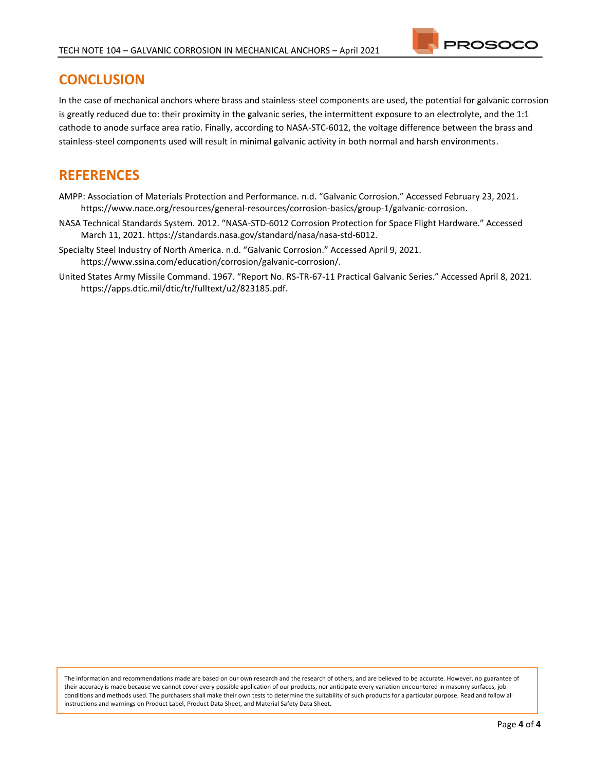## CONCLUSION

In the case of mechanical anchors where brass and stainless-steel components are used, the potential for galvanic corrosion is greatly reduced due to: their proximity in the galvanic series, the intermittent exposure to an electrolyte, and the 1:1 cathode to anode surface area ratio. Finally, according to NASA-STC-6012, the voltage difference between the brass and stainless-steel components used will result in minimal galvanic activity in both normal and harsh environments.

## REFERENCES

AMPP: Association of Materials Protection and Performance. n.d. "Galvanic Corrosion." Accessed February 23, 2021. https://www.nace.org/resources/general-resources/corrosion-basics/group-1/galvanic-corrosion.

NASA Technical Standards System. 2012. "NASA-STD-6012 Corrosion Protection for Space Flight Hardware." Accessed March 11, 2021. https://standards.nasa.gov/standard/nasa/nasa-std-6012.

Specialty Steel Industry of North America. n.d. "Galvanic Corrosion." Accessed April 9, 2021. https://www.ssina.com/education/corrosion/galvanic-corrosion/.

United States Army Missile Command. 1967. "Report No. RS-TR-67-11 Practical Galvanic Series." Accessed April 8, 2021. https://apps.dtic.mil/dtic/tr/fulltext/u2/823185.pdf.

The information and recommendations made are based on our own research and the research of others, and are believed to be accurate. However, no guarantee of their accuracy is made because we cannot cover every possible application of our products, nor anticipate every variation encountered in masonry surfaces, job conditions and methods used. The purchasers shall make their own tests to determine the suitability of such products for a particular purpose. Read and follow all instructions and warnings on Product Label, Product Data Sheet, and Material Safety Data Sheet.